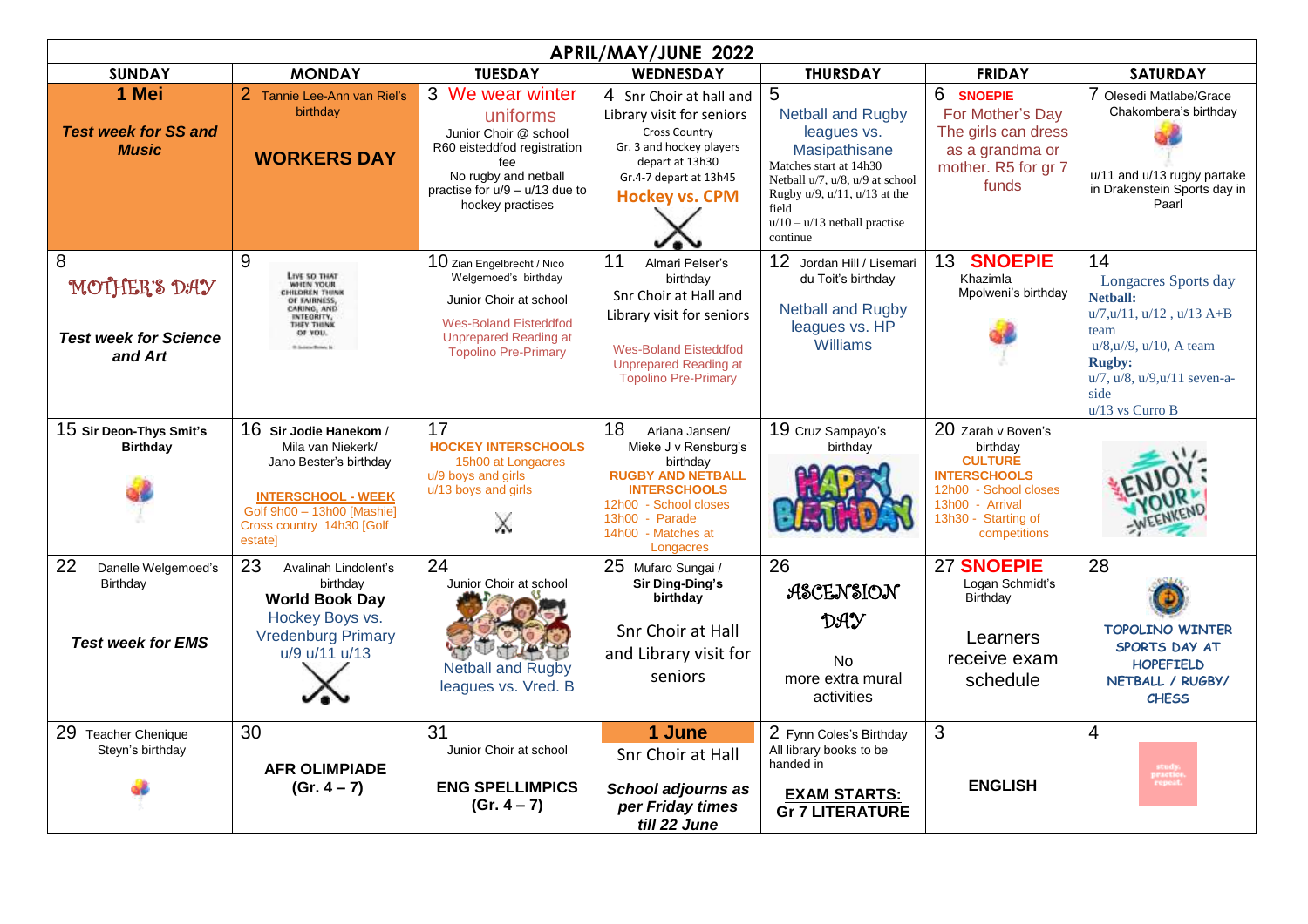| APRIL/MAY/JUNE 2022 | | | | | | |
|---|---|---|---|---|---|---|
| **SUNDAY** | **MONDAY** | **TUESDAY** | **WEDNESDAY** | **THURSDAY** | **FRIDAY** | **SATURDAY** |
| **1 Mei**<br>***Test week for SS and Music*** | 2 Tannie Lee-Ann van Riel's birthday<br>**WORKERS DAY** | 3 We wear winter uniforms<br>Junior Choir @ school<br>R60 eisteddfod registration fee<br>No rugby and netball practise for u/9 – u/13 due to hockey practises | 4 Snr Choir at hall and Library visit for seniors<br>Cross Country<br>Gr. 3 and hockey players depart at 13h30<br>Gr.4-7 depart at 13h45<br>**Hockey vs. CPM** | 5<br>Netball and Rugby leagues vs. Masipathisane<br>Matches start at 14h30<br>Netball u/7, u/8, u/9 at school<br>Rugby u/9, u/11, u/13 at the field<br>u/10 – u/13 netball practise continue | 6 **SNOEPIE**<br>For Mother's Day<br>The girls can dress as a grandma or mother. R5 for gr 7 funds | 7 Olesedi Matlabe/Grace Chakombera's birthday<br>u/11 and u/13 rugby partake in Drakenstein Sports day in Paarl |
| 8<br>MOTHER'S DAY<br>***Test week for Science and Art*** | 9<br>LIVE SO THAT WHEN YOUR CHILDREN THINK OF FAIRNESS, CARING, AND INTEGRITY, THEY THINK OF YOU. | 10 Zian Engelbrecht / Nico Welgemoed's birthday<br>Junior Choir at school<br>Wes-Boland Eisteddfod Unprepared Reading at Topolino Pre-Primary | 11 Almari Pelser's birthday<br>Snr Choir at Hall and Library visit for seniors<br>Wes-Boland Eisteddfod Unprepared Reading at Topolino Pre-Primary | 12 Jordan Hill / Lisemari du Toit's birthday<br>Netball and Rugby leagues vs. HP Williams | 13 **SNOEPIE**<br>Khazimla Mpolweni's birthday | 14<br>Longacres Sports day<br>**Netball:**<br>u/7,u/11, u/12 , u/13 A+B team<br>u/8,u//9, u/10, A team<br>**Rugby:**<br>u/7, u/8, u/9,u/11 seven-a-side<br>u/13 vs Curro B |
| 15 **Sir Deon-Thys Smit's Birthday** | 16 **Sir Jodie Hanekom** / Mila van Niekerk/ Jano Bester's birthday<br>**INTERSCHOOL - WEEK**<br>Golf 9h00 – 13h00 [Mashie]<br>Cross country 14h30 [Golf estate] | 17<br>**HOCKEY INTERSCHOOLS**<br>15h00 at Longacres<br>u/9 boys and girls<br>u/13 boys and girls | 18 Ariana Jansen/ Mieke J v Rensburg's birthday<br>**RUGBY AND NETBALL INTERSCHOOLS**<br>12h00 - School closes<br>13h00 - Parade<br>14h00 - Matches at Longacres | 19 Cruz Sampayo's birthday<br>HAPPY BIRTHDAY | 20 Zarah v Boven's birthday<br>**CULTURE INTERSCHOOLS**<br>12h00 - School closes<br>13h00 - Arrival<br>13h30 - Starting of competitions | ENJOY YOUR WEEKEND |
| 22 Danelle Welgemoed's Birthday<br>***Test week for EMS*** | 23 Avalinah Lindolent's birthday<br>**World Book Day**<br>Hockey Boys vs. Vredenburg Primary u/9 u/11 u/13 | 24<br>Junior Choir at school<br>Netball and Rugby leagues vs. Vred. B | 25 Mufaro Sungai / **Sir Ding-Ding's birthday**<br>Snr Choir at Hall and Library visit for seniors | 26<br>ASCENSION DAY<br>No more extra mural activities | 27 **SNOEPIE**<br>Logan Schmidt's Birthday<br>Learners receive exam schedule | 28<br>**TOPOLINO WINTER SPORTS DAY AT HOPEFIELD NETBALL / RUGBY/ CHESS** |
| 29 Teacher Chenique Steyn's birthday | 30<br>**AFR OLIMPIADE (Gr. 4 – 7)** | 31<br>Junior Choir at school<br>**ENG SPELLIMPICS (Gr. 4 – 7)** | **1 June**<br>Snr Choir at Hall<br>***School adjourns as per Friday times till 22 June*** | 2 Fynn Coles's Birthday<br>All library books to be handed in<br>**EXAM STARTS: Gr 7 LITERATURE** | 3<br>**ENGLISH** | 4<br>study. practice. repeat. |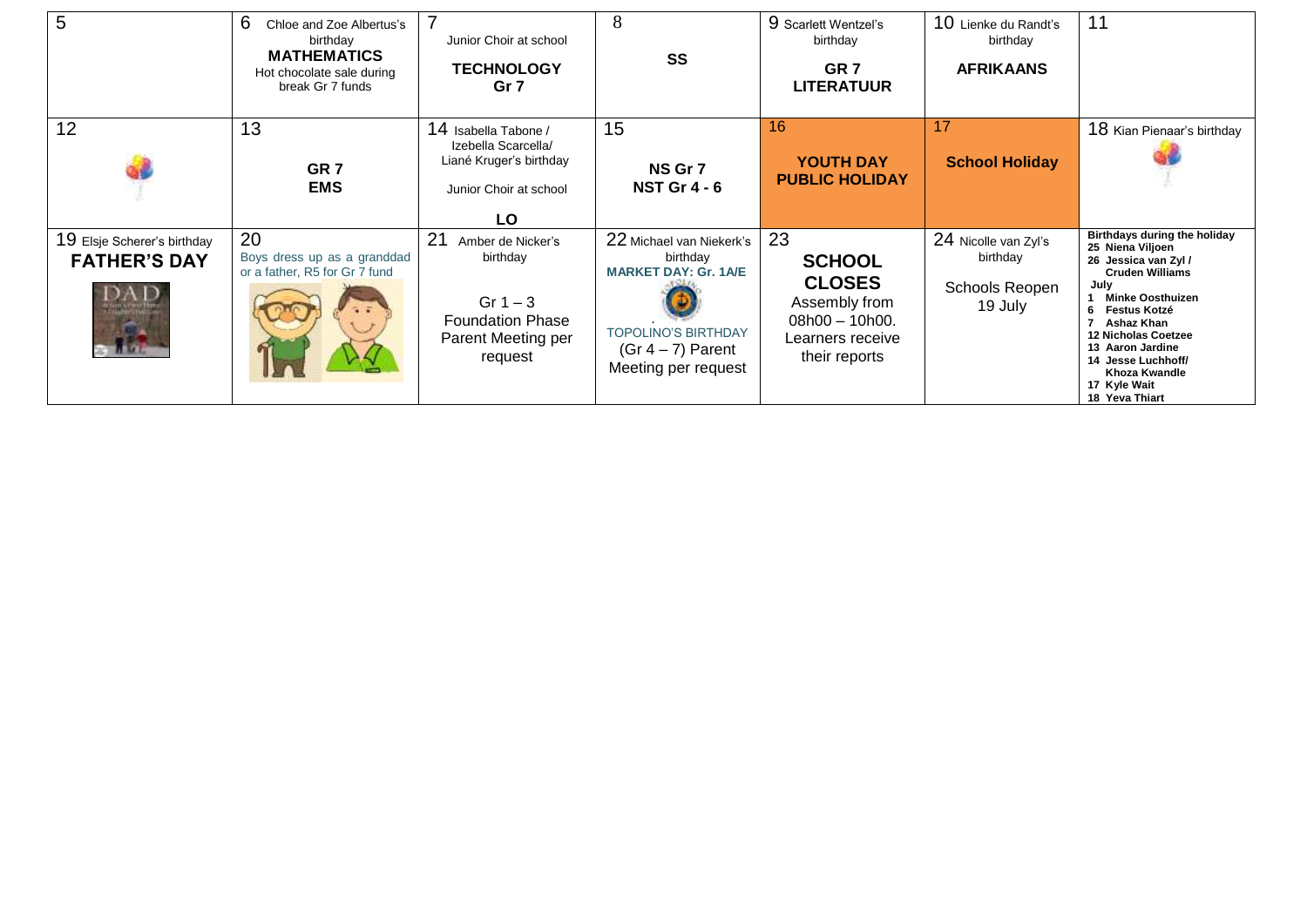| | | | | | | |
|---|---|---|---|---|---|---|
| 5 | 6 Chloe and Zoe Albertus's birthday **MATHEMATICS** Hot chocolate sale during break Gr 7 funds | 7 Junior Choir at school **TECHNOLOGY Gr 7** | 8 **SS** | 9 Scarlett Wentzel's birthday **GR 7 LITERATUUR** | 10 Lienke du Randt's birthday **AFRIKAANS** | 11 |
| 12 | 13 **GR 7 EMS** | 14 Isabella Tabone / Izebella Scarcella/ Liané Kruger's birthday Junior Choir at school **LO** | 15 **NS Gr 7 NST Gr 4 - 6** | 16 **YOUTH DAY PUBLIC HOLIDAY** | 17 **School Holiday** | 18 Kian Pienaar's birthday |
| 19 Elsje Scherer's birthday **FATHER'S DAY** | 20 Boys dress up as a granddad or a father, R5 for Gr 7 fund | 21 Amber de Nicker's birthday Gr 1 – 3 Foundation Phase Parent Meeting per request | 22 Michael van Niekerk's birthday **MARKET DAY: Gr. 1A/E** TOPOLINO'S BIRTHDAY (Gr 4 – 7) Parent Meeting per request | 23 **SCHOOL CLOSES** Assembly from 08h00 – 10h00. Learners receive their reports | 24 Nicolle van Zyl's birthday Schools Reopen 19 July | **Birthdays during the holiday** 25 Niena Viljoen 26 Jessica van Zyl / Cruden Williams July 1 Minke Oosthuizen 6 Festus Kotzé 7 Ashaz Khan 12 Nicholas Coetzee 13 Aaron Jardine 14 Jesse Luchhoff/ Khoza Kwandle 17 Kyle Wait 18 Yeva Thiart |